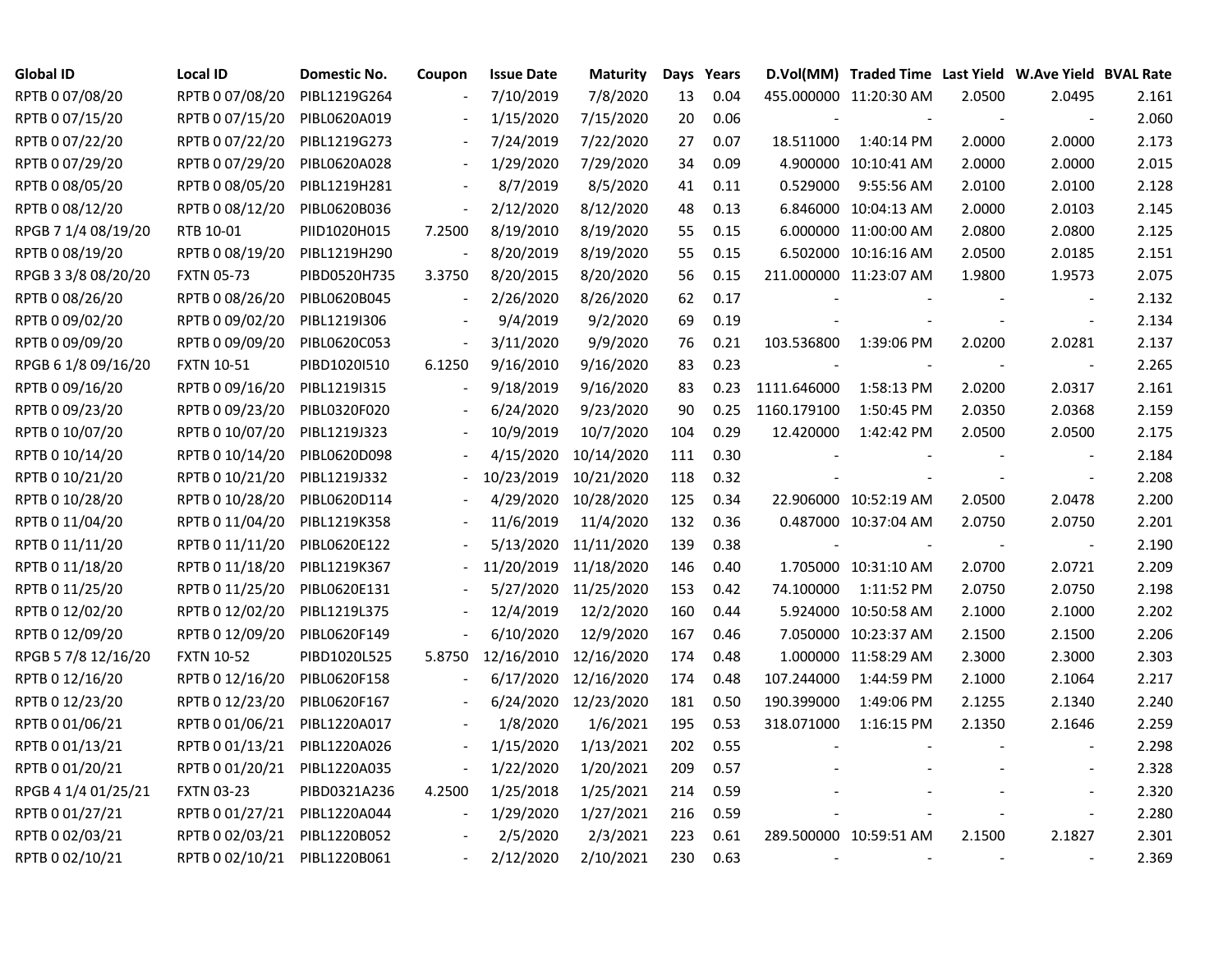| Global ID | Local ID | Domestic No. | Coupon | Issue Date | Maturity | Days | Years | D.Vol(MM) | Traded Time | Last Yield | W.Ave Yield | BVAL Rate |
|---|---|---|---|---|---|---|---|---|---|---|---|---|
| RPTB 0 07/08/20 | RPTB 0 07/08/20 | PIBL1219G264 | - | 7/10/2019 | 7/8/2020 | 13 | 0.04 | 455.000000 | 11:20:30 AM | 2.0500 | 2.0495 | 2.161 |
| RPTB 0 07/15/20 | RPTB 0 07/15/20 | PIBL0620A019 | - | 1/15/2020 | 7/15/2020 | 20 | 0.06 | - | - | - | - | 2.060 |
| RPTB 0 07/22/20 | RPTB 0 07/22/20 | PIBL1219G273 | - | 7/24/2019 | 7/22/2020 | 27 | 0.07 | 18.511000 | 1:40:14 PM | 2.0000 | 2.0000 | 2.173 |
| RPTB 0 07/29/20 | RPTB 0 07/29/20 | PIBL0620A028 | - | 1/29/2020 | 7/29/2020 | 34 | 0.09 | 4.900000 | 10:10:41 AM | 2.0000 | 2.0000 | 2.015 |
| RPTB 0 08/05/20 | RPTB 0 08/05/20 | PIBL1219H281 | - | 8/7/2019 | 8/5/2020 | 41 | 0.11 | 0.529000 | 9:55:56 AM | 2.0100 | 2.0100 | 2.128 |
| RPTB 0 08/12/20 | RPTB 0 08/12/20 | PIBL0620B036 | - | 2/12/2020 | 8/12/2020 | 48 | 0.13 | 6.846000 | 10:04:13 AM | 2.0000 | 2.0103 | 2.145 |
| RPGB 7 1/4 08/19/20 | RTB 10-01 | PIID1020H015 | 7.2500 | 8/19/2010 | 8/19/2020 | 55 | 0.15 | 6.000000 | 11:00:00 AM | 2.0800 | 2.0800 | 2.125 |
| RPTB 0 08/19/20 | RPTB 0 08/19/20 | PIBL1219H290 | - | 8/20/2019 | 8/19/2020 | 55 | 0.15 | 6.502000 | 10:16:16 AM | 2.0500 | 2.0185 | 2.151 |
| RPGB 3 3/8 08/20/20 | FXTN 05-73 | PIBD0520H735 | 3.3750 | 8/20/2015 | 8/20/2020 | 56 | 0.15 | 211.000000 | 11:23:07 AM | 1.9800 | 1.9573 | 2.075 |
| RPTB 0 08/26/20 | RPTB 0 08/26/20 | PIBL0620B045 | - | 2/26/2020 | 8/26/2020 | 62 | 0.17 | - | - | - | - | 2.132 |
| RPTB 0 09/02/20 | RPTB 0 09/02/20 | PIBL1219I306 | - | 9/4/2019 | 9/2/2020 | 69 | 0.19 | - | - | - | - | 2.134 |
| RPTB 0 09/09/20 | RPTB 0 09/09/20 | PIBL0620C053 | - | 3/11/2020 | 9/9/2020 | 76 | 0.21 | 103.536800 | 1:39:06 PM | 2.0200 | 2.0281 | 2.137 |
| RPGB 6 1/8 09/16/20 | FXTN 10-51 | PIBD1020I510 | 6.1250 | 9/16/2010 | 9/16/2020 | 83 | 0.23 | - | - | - | - | 2.265 |
| RPTB 0 09/16/20 | RPTB 0 09/16/20 | PIBL1219I315 | - | 9/18/2019 | 9/16/2020 | 83 | 0.23 | 1111.646000 | 1:58:13 PM | 2.0200 | 2.0317 | 2.161 |
| RPTB 0 09/23/20 | RPTB 0 09/23/20 | PIBL0320F020 | - | 6/24/2020 | 9/23/2020 | 90 | 0.25 | 1160.179100 | 1:50:45 PM | 2.0350 | 2.0368 | 2.159 |
| RPTB 0 10/07/20 | RPTB 0 10/07/20 | PIBL1219J323 | - | 10/9/2019 | 10/7/2020 | 104 | 0.29 | 12.420000 | 1:42:42 PM | 2.0500 | 2.0500 | 2.175 |
| RPTB 0 10/14/20 | RPTB 0 10/14/20 | PIBL0620D098 | - | 4/15/2020 | 10/14/2020 | 111 | 0.30 | - | - | - | - | 2.184 |
| RPTB 0 10/21/20 | RPTB 0 10/21/20 | PIBL1219J332 | - | 10/23/2019 | 10/21/2020 | 118 | 0.32 | - | - | - | - | 2.208 |
| RPTB 0 10/28/20 | RPTB 0 10/28/20 | PIBL0620D114 | - | 4/29/2020 | 10/28/2020 | 125 | 0.34 | 22.906000 | 10:52:19 AM | 2.0500 | 2.0478 | 2.200 |
| RPTB 0 11/04/20 | RPTB 0 11/04/20 | PIBL1219K358 | - | 11/6/2019 | 11/4/2020 | 132 | 0.36 | 0.487000 | 10:37:04 AM | 2.0750 | 2.0750 | 2.201 |
| RPTB 0 11/11/20 | RPTB 0 11/11/20 | PIBL0620E122 | - | 5/13/2020 | 11/11/2020 | 139 | 0.38 | - | - | - | - | 2.190 |
| RPTB 0 11/18/20 | RPTB 0 11/18/20 | PIBL1219K367 | - | 11/20/2019 | 11/18/2020 | 146 | 0.40 | 1.705000 | 10:31:10 AM | 2.0700 | 2.0721 | 2.209 |
| RPTB 0 11/25/20 | RPTB 0 11/25/20 | PIBL0620E131 | - | 5/27/2020 | 11/25/2020 | 153 | 0.42 | 74.100000 | 1:11:52 PM | 2.0750 | 2.0750 | 2.198 |
| RPTB 0 12/02/20 | RPTB 0 12/02/20 | PIBL1219L375 | - | 12/4/2019 | 12/2/2020 | 160 | 0.44 | 5.924000 | 10:50:58 AM | 2.1000 | 2.1000 | 2.202 |
| RPTB 0 12/09/20 | RPTB 0 12/09/20 | PIBL0620F149 | - | 6/10/2020 | 12/9/2020 | 167 | 0.46 | 7.050000 | 10:23:37 AM | 2.1500 | 2.1500 | 2.206 |
| RPGB 5 7/8 12/16/20 | FXTN 10-52 | PIBD1020L525 | 5.8750 | 12/16/2010 | 12/16/2020 | 174 | 0.48 | 1.000000 | 11:58:29 AM | 2.3000 | 2.3000 | 2.303 |
| RPTB 0 12/16/20 | RPTB 0 12/16/20 | PIBL0620F158 | - | 6/17/2020 | 12/16/2020 | 174 | 0.48 | 107.244000 | 1:44:59 PM | 2.1000 | 2.1064 | 2.217 |
| RPTB 0 12/23/20 | RPTB 0 12/23/20 | PIBL0620F167 | - | 6/24/2020 | 12/23/2020 | 181 | 0.50 | 190.399000 | 1:49:06 PM | 2.1255 | 2.1340 | 2.240 |
| RPTB 0 01/06/21 | RPTB 0 01/06/21 | PIBL1220A017 | - | 1/8/2020 | 1/6/2021 | 195 | 0.53 | 318.071000 | 1:16:15 PM | 2.1350 | 2.1646 | 2.259 |
| RPTB 0 01/13/21 | RPTB 0 01/13/21 | PIBL1220A026 | - | 1/15/2020 | 1/13/2021 | 202 | 0.55 | - | - | - | - | 2.298 |
| RPTB 0 01/20/21 | RPTB 0 01/20/21 | PIBL1220A035 | - | 1/22/2020 | 1/20/2021 | 209 | 0.57 | - | - | - | - | 2.328 |
| RPGB 4 1/4 01/25/21 | FXTN 03-23 | PIBD0321A236 | 4.2500 | 1/25/2018 | 1/25/2021 | 214 | 0.59 | - | - | - | - | 2.320 |
| RPTB 0 01/27/21 | RPTB 0 01/27/21 | PIBL1220A044 | - | 1/29/2020 | 1/27/2021 | 216 | 0.59 | - | - | - | - | 2.280 |
| RPTB 0 02/03/21 | RPTB 0 02/03/21 | PIBL1220B052 | - | 2/5/2020 | 2/3/2021 | 223 | 0.61 | 289.500000 | 10:59:51 AM | 2.1500 | 2.1827 | 2.301 |
| RPTB 0 02/10/21 | RPTB 0 02/10/21 | PIBL1220B061 | - | 2/12/2020 | 2/10/2021 | 230 | 0.63 | - | - | - | - | 2.369 |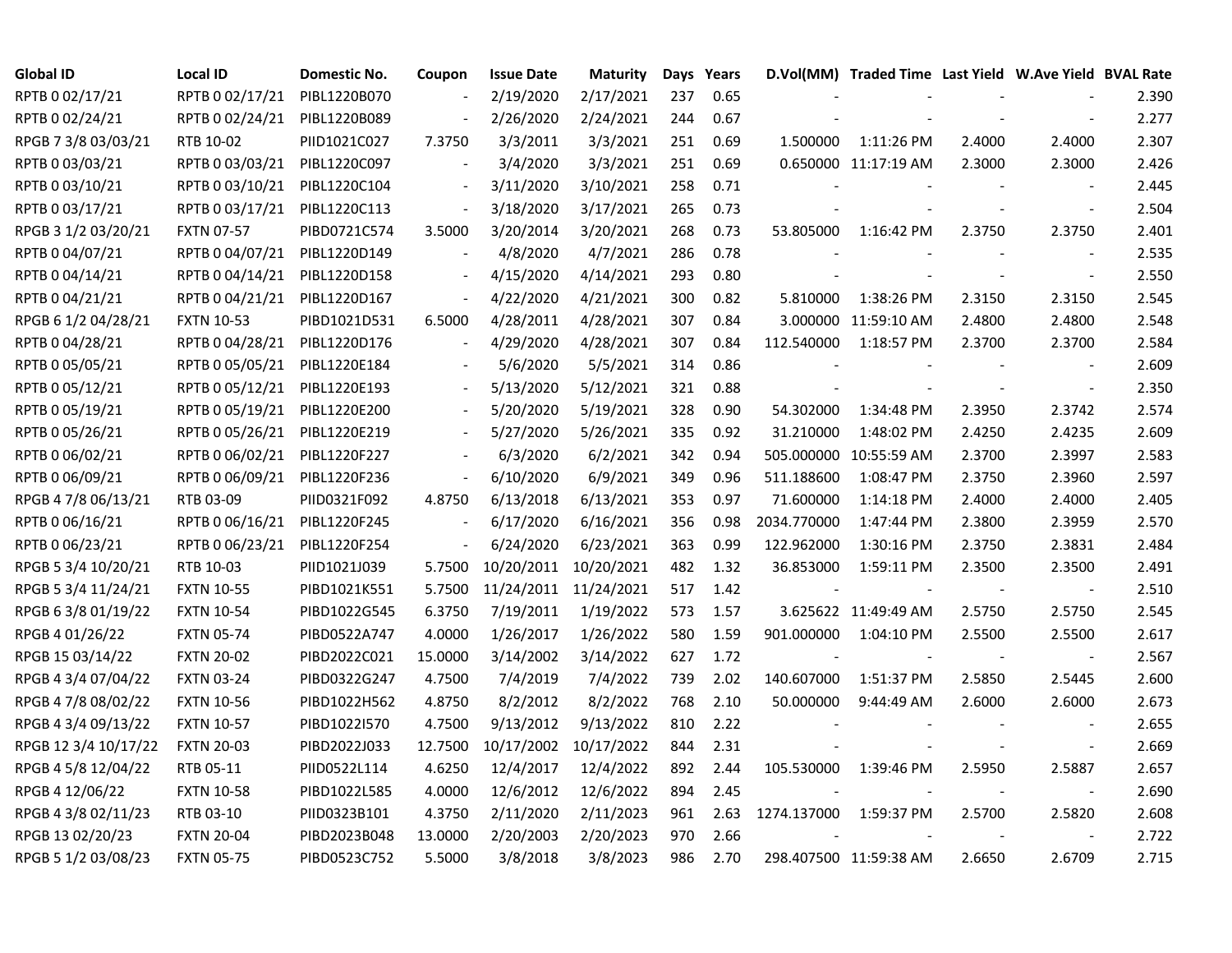| Global ID | Local ID | Domestic No. | Coupon | Issue Date | Maturity | Days | Years | D.Vol(MM) | Traded Time | Last Yield | W.Ave Yield | BVAL Rate |
|---|---|---|---|---|---|---|---|---|---|---|---|---|
| RPTB 0 02/17/21 | RPTB 0 02/17/21 | PIBL1220B070 | - | 2/19/2020 | 2/17/2021 | 237 | 0.65 | - | - | - | - | 2.390 |
| RPTB 0 02/24/21 | RPTB 0 02/24/21 | PIBL1220B089 | - | 2/26/2020 | 2/24/2021 | 244 | 0.67 | - | - | - | - | 2.277 |
| RPGB 7 3/8 03/03/21 | RTB 10-02 | PIID1021C027 | 7.3750 | 3/3/2011 | 3/3/2021 | 251 | 0.69 | 1.500000 | 1:11:26 PM | 2.4000 | 2.4000 | 2.307 |
| RPTB 0 03/03/21 | RPTB 0 03/03/21 | PIBL1220C097 | - | 3/4/2020 | 3/3/2021 | 251 | 0.69 | 0.650000 | 11:17:19 AM | 2.3000 | 2.3000 | 2.426 |
| RPTB 0 03/10/21 | RPTB 0 03/10/21 | PIBL1220C104 | - | 3/11/2020 | 3/10/2021 | 258 | 0.71 | - | - | - | - | 2.445 |
| RPTB 0 03/17/21 | RPTB 0 03/17/21 | PIBL1220C113 | - | 3/18/2020 | 3/17/2021 | 265 | 0.73 | - | - | - | - | 2.504 |
| RPGB 3 1/2 03/20/21 | FXTN 07-57 | PIBD0721C574 | 3.5000 | 3/20/2014 | 3/20/2021 | 268 | 0.73 | 53.805000 | 1:16:42 PM | 2.3750 | 2.3750 | 2.401 |
| RPTB 0 04/07/21 | RPTB 0 04/07/21 | PIBL1220D149 | - | 4/8/2020 | 4/7/2021 | 286 | 0.78 | - | - | - | - | 2.535 |
| RPTB 0 04/14/21 | RPTB 0 04/14/21 | PIBL1220D158 | - | 4/15/2020 | 4/14/2021 | 293 | 0.80 | - | - | - | - | 2.550 |
| RPTB 0 04/21/21 | RPTB 0 04/21/21 | PIBL1220D167 | - | 4/22/2020 | 4/21/2021 | 300 | 0.82 | 5.810000 | 1:38:26 PM | 2.3150 | 2.3150 | 2.545 |
| RPGB 6 1/2 04/28/21 | FXTN 10-53 | PIBD1021D531 | 6.5000 | 4/28/2011 | 4/28/2021 | 307 | 0.84 | 3.000000 | 11:59:10 AM | 2.4800 | 2.4800 | 2.548 |
| RPTB 0 04/28/21 | RPTB 0 04/28/21 | PIBL1220D176 | - | 4/29/2020 | 4/28/2021 | 307 | 0.84 | 112.540000 | 1:18:57 PM | 2.3700 | 2.3700 | 2.584 |
| RPTB 0 05/05/21 | RPTB 0 05/05/21 | PIBL1220E184 | - | 5/6/2020 | 5/5/2021 | 314 | 0.86 | - | - | - | - | 2.609 |
| RPTB 0 05/12/21 | RPTB 0 05/12/21 | PIBL1220E193 | - | 5/13/2020 | 5/12/2021 | 321 | 0.88 | - | - | - | - | 2.350 |
| RPTB 0 05/19/21 | RPTB 0 05/19/21 | PIBL1220E200 | - | 5/20/2020 | 5/19/2021 | 328 | 0.90 | 54.302000 | 1:34:48 PM | 2.3950 | 2.3742 | 2.574 |
| RPTB 0 05/26/21 | RPTB 0 05/26/21 | PIBL1220E219 | - | 5/27/2020 | 5/26/2021 | 335 | 0.92 | 31.210000 | 1:48:02 PM | 2.4250 | 2.4235 | 2.609 |
| RPTB 0 06/02/21 | RPTB 0 06/02/21 | PIBL1220F227 | - | 6/3/2020 | 6/2/2021 | 342 | 0.94 | 505.000000 | 10:55:59 AM | 2.3700 | 2.3997 | 2.583 |
| RPTB 0 06/09/21 | RPTB 0 06/09/21 | PIBL1220F236 | - | 6/10/2020 | 6/9/2021 | 349 | 0.96 | 511.188600 | 1:08:47 PM | 2.3750 | 2.3960 | 2.597 |
| RPGB 4 7/8 06/13/21 | RTB 03-09 | PIID0321F092 | 4.8750 | 6/13/2018 | 6/13/2021 | 353 | 0.97 | 71.600000 | 1:14:18 PM | 2.4000 | 2.4000 | 2.405 |
| RPTB 0 06/16/21 | RPTB 0 06/16/21 | PIBL1220F245 | - | 6/17/2020 | 6/16/2021 | 356 | 0.98 | 2034.770000 | 1:47:44 PM | 2.3800 | 2.3959 | 2.570 |
| RPTB 0 06/23/21 | RPTB 0 06/23/21 | PIBL1220F254 | - | 6/24/2020 | 6/23/2021 | 363 | 0.99 | 122.962000 | 1:30:16 PM | 2.3750 | 2.3831 | 2.484 |
| RPGB 5 3/4 10/20/21 | RTB 10-03 | PIID1021J039 | 5.7500 | 10/20/2011 | 10/20/2021 | 482 | 1.32 | 36.853000 | 1:59:11 PM | 2.3500 | 2.3500 | 2.491 |
| RPGB 5 3/4 11/24/21 | FXTN 10-55 | PIBD1021K551 | 5.7500 | 11/24/2011 | 11/24/2021 | 517 | 1.42 | - | - | - | - | 2.510 |
| RPGB 6 3/8 01/19/22 | FXTN 10-54 | PIBD1022G545 | 6.3750 | 7/19/2011 | 1/19/2022 | 573 | 1.57 | 3.625622 | 11:49:49 AM | 2.5750 | 2.5750 | 2.545 |
| RPGB 4 01/26/22 | FXTN 05-74 | PIBD0522A747 | 4.0000 | 1/26/2017 | 1/26/2022 | 580 | 1.59 | 901.000000 | 1:04:10 PM | 2.5500 | 2.5500 | 2.617 |
| RPGB 15 03/14/22 | FXTN 20-02 | PIBD2022C021 | 15.0000 | 3/14/2002 | 3/14/2022 | 627 | 1.72 | - | - | - | - | 2.567 |
| RPGB 4 3/4 07/04/22 | FXTN 03-24 | PIBD0322G247 | 4.7500 | 7/4/2019 | 7/4/2022 | 739 | 2.02 | 140.607000 | 1:51:37 PM | 2.5850 | 2.5445 | 2.600 |
| RPGB 4 7/8 08/02/22 | FXTN 10-56 | PIBD1022H562 | 4.8750 | 8/2/2012 | 8/2/2022 | 768 | 2.10 | 50.000000 | 9:44:49 AM | 2.6000 | 2.6000 | 2.673 |
| RPGB 4 3/4 09/13/22 | FXTN 10-57 | PIBD1022I570 | 4.7500 | 9/13/2012 | 9/13/2022 | 810 | 2.22 | - | - | - | - | 2.655 |
| RPGB 12 3/4 10/17/22 | FXTN 20-03 | PIBD2022J033 | 12.7500 | 10/17/2002 | 10/17/2022 | 844 | 2.31 | - | - | - | - | 2.669 |
| RPGB 4 5/8 12/04/22 | RTB 05-11 | PIID0522L114 | 4.6250 | 12/4/2017 | 12/4/2022 | 892 | 2.44 | 105.530000 | 1:39:46 PM | 2.5950 | 2.5887 | 2.657 |
| RPGB 4 12/06/22 | FXTN 10-58 | PIBD1022L585 | 4.0000 | 12/6/2012 | 12/6/2022 | 894 | 2.45 | - | - | - | - | 2.690 |
| RPGB 4 3/8 02/11/23 | RTB 03-10 | PIID0323B101 | 4.3750 | 2/11/2020 | 2/11/2023 | 961 | 2.63 | 1274.137000 | 1:59:37 PM | 2.5700 | 2.5820 | 2.608 |
| RPGB 13 02/20/23 | FXTN 20-04 | PIBD2023B048 | 13.0000 | 2/20/2003 | 2/20/2023 | 970 | 2.66 | - | - | - | - | 2.722 |
| RPGB 5 1/2 03/08/23 | FXTN 05-75 | PIBD0523C752 | 5.5000 | 3/8/2018 | 3/8/2023 | 986 | 2.70 | 298.407500 | 11:59:38 AM | 2.6650 | 2.6709 | 2.715 |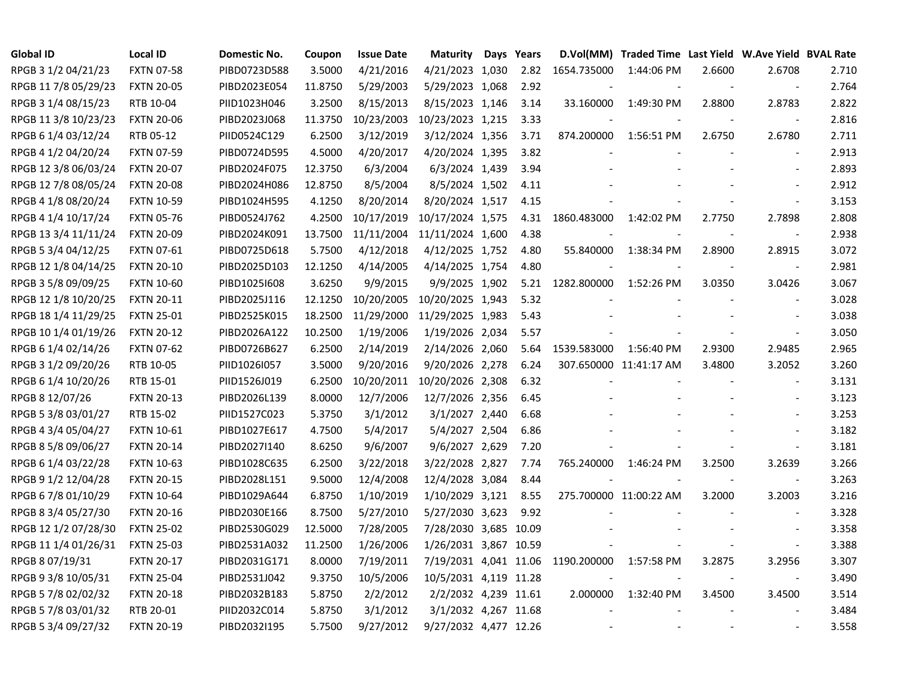| Global ID | Local ID | Domestic No. | Coupon | Issue Date | Maturity | Days | Years | D.Vol(MM) | Traded Time | Last Yield | W.Ave Yield | BVAL Rate |
|---|---|---|---|---|---|---|---|---|---|---|---|---|
| RPGB 3 1/2 04/21/23 | FXTN 07-58 | PIBD0723D588 | 3.5000 | 4/21/2016 | 4/21/2023 | 1,030 | 2.82 | 1654.735000 | 1:44:06 PM | 2.6600 | 2.6708 | 2.710 |
| RPGB 11 7/8 05/29/23 | FXTN 20-05 | PIBD2023E054 | 11.8750 | 5/29/2003 | 5/29/2023 | 1,068 | 2.92 | - | - | - | - | 2.764 |
| RPGB 3 1/4 08/15/23 | RTB 10-04 | PIID1023H046 | 3.2500 | 8/15/2013 | 8/15/2023 | 1,146 | 3.14 | 33.160000 | 1:49:30 PM | 2.8800 | 2.8783 | 2.822 |
| RPGB 11 3/8 10/23/23 | FXTN 20-06 | PIBD2023J068 | 11.3750 | 10/23/2003 | 10/23/2023 | 1,215 | 3.33 | - | - | - | - | 2.816 |
| RPGB 6 1/4 03/12/24 | RTB 05-12 | PIID0524C129 | 6.2500 | 3/12/2019 | 3/12/2024 | 1,356 | 3.71 | 874.200000 | 1:56:51 PM | 2.6750 | 2.6780 | 2.711 |
| RPGB 4 1/2 04/20/24 | FXTN 07-59 | PIBD0724D595 | 4.5000 | 4/20/2017 | 4/20/2024 | 1,395 | 3.82 | - | - | - | - | 2.913 |
| RPGB 12 3/8 06/03/24 | FXTN 20-07 | PIBD2024F075 | 12.3750 | 6/3/2004 | 6/3/2024 | 1,439 | 3.94 | - | - | - | - | 2.893 |
| RPGB 12 7/8 08/05/24 | FXTN 20-08 | PIBD2024H086 | 12.8750 | 8/5/2004 | 8/5/2024 | 1,502 | 4.11 | - | - | - | - | 2.912 |
| RPGB 4 1/8 08/20/24 | FXTN 10-59 | PIBD1024H595 | 4.1250 | 8/20/2014 | 8/20/2024 | 1,517 | 4.15 | - | - | - | - | 3.153 |
| RPGB 4 1/4 10/17/24 | FXTN 05-76 | PIBD0524J762 | 4.2500 | 10/17/2019 | 10/17/2024 | 1,575 | 4.31 | 1860.483000 | 1:42:02 PM | 2.7750 | 2.7898 | 2.808 |
| RPGB 13 3/4 11/11/24 | FXTN 20-09 | PIBD2024K091 | 13.7500 | 11/11/2004 | 11/11/2024 | 1,600 | 4.38 | - | - | - | - | 2.938 |
| RPGB 5 3/4 04/12/25 | FXTN 07-61 | PIBD0725D618 | 5.7500 | 4/12/2018 | 4/12/2025 | 1,752 | 4.80 | 55.840000 | 1:38:34 PM | 2.8900 | 2.8915 | 3.072 |
| RPGB 12 1/8 04/14/25 | FXTN 20-10 | PIBD2025D103 | 12.1250 | 4/14/2005 | 4/14/2025 | 1,754 | 4.80 | - | - | - | - | 2.981 |
| RPGB 3 5/8 09/09/25 | FXTN 10-60 | PIBD1025I608 | 3.6250 | 9/9/2015 | 9/9/2025 | 1,902 | 5.21 | 1282.800000 | 1:52:26 PM | 3.0350 | 3.0426 | 3.067 |
| RPGB 12 1/8 10/20/25 | FXTN 20-11 | PIBD2025J116 | 12.1250 | 10/20/2005 | 10/20/2025 | 1,943 | 5.32 | - | - | - | - | 3.028 |
| RPGB 18 1/4 11/29/25 | FXTN 25-01 | PIBD2525K015 | 18.2500 | 11/29/2000 | 11/29/2025 | 1,983 | 5.43 | - | - | - | - | 3.038 |
| RPGB 10 1/4 01/19/26 | FXTN 20-12 | PIBD2026A122 | 10.2500 | 1/19/2006 | 1/19/2026 | 2,034 | 5.57 | - | - | - | - | 3.050 |
| RPGB 6 1/4 02/14/26 | FXTN 07-62 | PIBD0726B627 | 6.2500 | 2/14/2019 | 2/14/2026 | 2,060 | 5.64 | 1539.583000 | 1:56:40 PM | 2.9300 | 2.9485 | 2.965 |
| RPGB 3 1/2 09/20/26 | RTB 10-05 | PIID1026I057 | 3.5000 | 9/20/2016 | 9/20/2026 | 2,278 | 6.24 | 307.650000 | 11:41:17 AM | 3.4800 | 3.2052 | 3.260 |
| RPGB 6 1/4 10/20/26 | RTB 15-01 | PIID1526J019 | 6.2500 | 10/20/2011 | 10/20/2026 | 2,308 | 6.32 | - | - | - | - | 3.131 |
| RPGB 8 12/07/26 | FXTN 20-13 | PIBD2026L139 | 8.0000 | 12/7/2006 | 12/7/2026 | 2,356 | 6.45 | - | - | - | - | 3.123 |
| RPGB 5 3/8 03/01/27 | RTB 15-02 | PIID1527C023 | 5.3750 | 3/1/2012 | 3/1/2027 | 2,440 | 6.68 | - | - | - | - | 3.253 |
| RPGB 4 3/4 05/04/27 | FXTN 10-61 | PIBD1027E617 | 4.7500 | 5/4/2017 | 5/4/2027 | 2,504 | 6.86 | - | - | - | - | 3.182 |
| RPGB 8 5/8 09/06/27 | FXTN 20-14 | PIBD2027I140 | 8.6250 | 9/6/2007 | 9/6/2027 | 2,629 | 7.20 | - | - | - | - | 3.181 |
| RPGB 6 1/4 03/22/28 | FXTN 10-63 | PIBD1028C635 | 6.2500 | 3/22/2018 | 3/22/2028 | 2,827 | 7.74 | 765.240000 | 1:46:24 PM | 3.2500 | 3.2639 | 3.266 |
| RPGB 9 1/2 12/04/28 | FXTN 20-15 | PIBD2028L151 | 9.5000 | 12/4/2008 | 12/4/2028 | 3,084 | 8.44 | - | - | - | - | 3.263 |
| RPGB 6 7/8 01/10/29 | FXTN 10-64 | PIBD1029A644 | 6.8750 | 1/10/2019 | 1/10/2029 | 3,121 | 8.55 | 275.700000 | 11:00:22 AM | 3.2000 | 3.2003 | 3.216 |
| RPGB 8 3/4 05/27/30 | FXTN 20-16 | PIBD2030E166 | 8.7500 | 5/27/2010 | 5/27/2030 | 3,623 | 9.92 | - | - | - | - | 3.328 |
| RPGB 12 1/2 07/28/30 | FXTN 25-02 | PIBD2530G029 | 12.5000 | 7/28/2005 | 7/28/2030 | 3,685 | 10.09 | - | - | - | - | 3.358 |
| RPGB 11 1/4 01/26/31 | FXTN 25-03 | PIBD2531A032 | 11.2500 | 1/26/2006 | 1/26/2031 | 3,867 | 10.59 | - | - | - | - | 3.388 |
| RPGB 8 07/19/31 | FXTN 20-17 | PIBD2031G171 | 8.0000 | 7/19/2011 | 7/19/2031 | 4,041 | 11.06 | 1190.200000 | 1:57:58 PM | 3.2875 | 3.2956 | 3.307 |
| RPGB 9 3/8 10/05/31 | FXTN 25-04 | PIBD2531J042 | 9.3750 | 10/5/2006 | 10/5/2031 | 4,119 | 11.28 | - | - | - | - | 3.490 |
| RPGB 5 7/8 02/02/32 | FXTN 20-18 | PIBD2032B183 | 5.8750 | 2/2/2012 | 2/2/2032 | 4,239 | 11.61 | 2.000000 | 1:32:40 PM | 3.4500 | 3.4500 | 3.514 |
| RPGB 5 7/8 03/01/32 | RTB 20-01 | PIID2032C014 | 5.8750 | 3/1/2012 | 3/1/2032 | 4,267 | 11.68 | - | - | - | - | 3.484 |
| RPGB 5 3/4 09/27/32 | FXTN 20-19 | PIBD2032I195 | 5.7500 | 9/27/2012 | 9/27/2032 | 4,477 | 12.26 | - | - | - | - | 3.558 |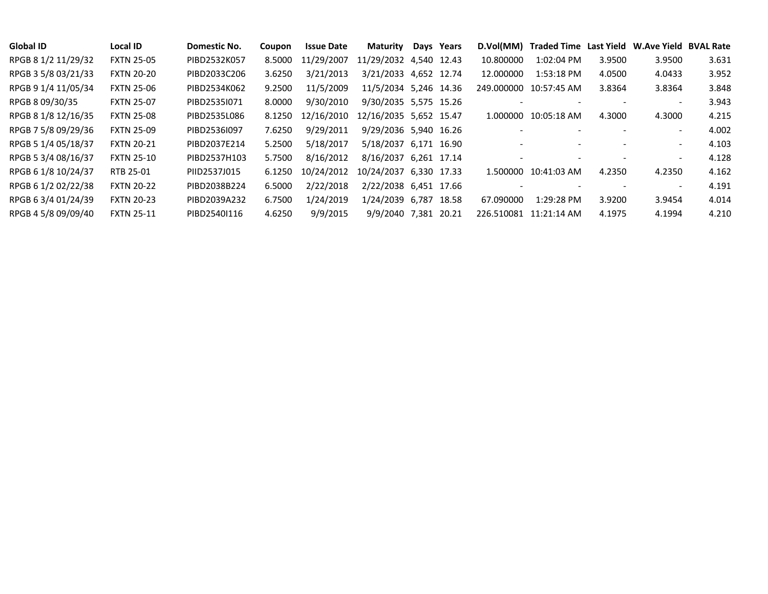| Global ID | Local ID | Domestic No. | Coupon | Issue Date | Maturity | Days | Years | D.Vol(MM) | Traded Time | Last Yield | W.Ave Yield | BVAL Rate |
|---|---|---|---|---|---|---|---|---|---|---|---|---|
| RPGB 8 1/2 11/29/32 | FXTN 25-05 | PIBD2532K057 | 8.5000 | 11/29/2007 | 11/29/2032 | 4,540 | 12.43 | 10.800000 | 1:02:04 PM | 3.9500 | 3.9500 | 3.631 |
| RPGB 3 5/8 03/21/33 | FXTN 20-20 | PIBD2033C206 | 3.6250 | 3/21/2013 | 3/21/2033 | 4,652 | 12.74 | 12.000000 | 1:53:18 PM | 4.0500 | 4.0433 | 3.952 |
| RPGB 9 1/4 11/05/34 | FXTN 25-06 | PIBD2534K062 | 9.2500 | 11/5/2009 | 11/5/2034 | 5,246 | 14.36 | 249.000000 | 10:57:45 AM | 3.8364 | 3.8364 | 3.848 |
| RPGB 8 09/30/35 | FXTN 25-07 | PIBD2535I071 | 8.0000 | 9/30/2010 | 9/30/2035 | 5,575 | 15.26 | - | - | - | - | 3.943 |
| RPGB 8 1/8 12/16/35 | FXTN 25-08 | PIBD2535L086 | 8.1250 | 12/16/2010 | 12/16/2035 | 5,652 | 15.47 | 1.000000 | 10:05:18 AM | 4.3000 | 4.3000 | 4.215 |
| RPGB 7 5/8 09/29/36 | FXTN 25-09 | PIBD2536I097 | 7.6250 | 9/29/2011 | 9/29/2036 | 5,940 | 16.26 | - | - | - | - | 4.002 |
| RPGB 5 1/4 05/18/37 | FXTN 20-21 | PIBD2037E214 | 5.2500 | 5/18/2017 | 5/18/2037 | 6,171 | 16.90 | - | - | - | - | 4.103 |
| RPGB 5 3/4 08/16/37 | FXTN 25-10 | PIBD2537H103 | 5.7500 | 8/16/2012 | 8/16/2037 | 6,261 | 17.14 | - | - | - | - | 4.128 |
| RPGB 6 1/8 10/24/37 | RTB 25-01 | PIID2537J015 | 6.1250 | 10/24/2012 | 10/24/2037 | 6,330 | 17.33 | 1.500000 | 10:41:03 AM | 4.2350 | 4.2350 | 4.162 |
| RPGB 6 1/2 02/22/38 | FXTN 20-22 | PIBD2038B224 | 6.5000 | 2/22/2018 | 2/22/2038 | 6,451 | 17.66 | - | - | - | - | 4.191 |
| RPGB 6 3/4 01/24/39 | FXTN 20-23 | PIBD2039A232 | 6.7500 | 1/24/2019 | 1/24/2039 | 6,787 | 18.58 | 67.090000 | 1:29:28 PM | 3.9200 | 3.9454 | 4.014 |
| RPGB 4 5/8 09/09/40 | FXTN 25-11 | PIBD2540I116 | 4.6250 | 9/9/2015 | 9/9/2040 | 7,381 | 20.21 | 226.510081 | 11:21:14 AM | 4.1975 | 4.1994 | 4.210 |